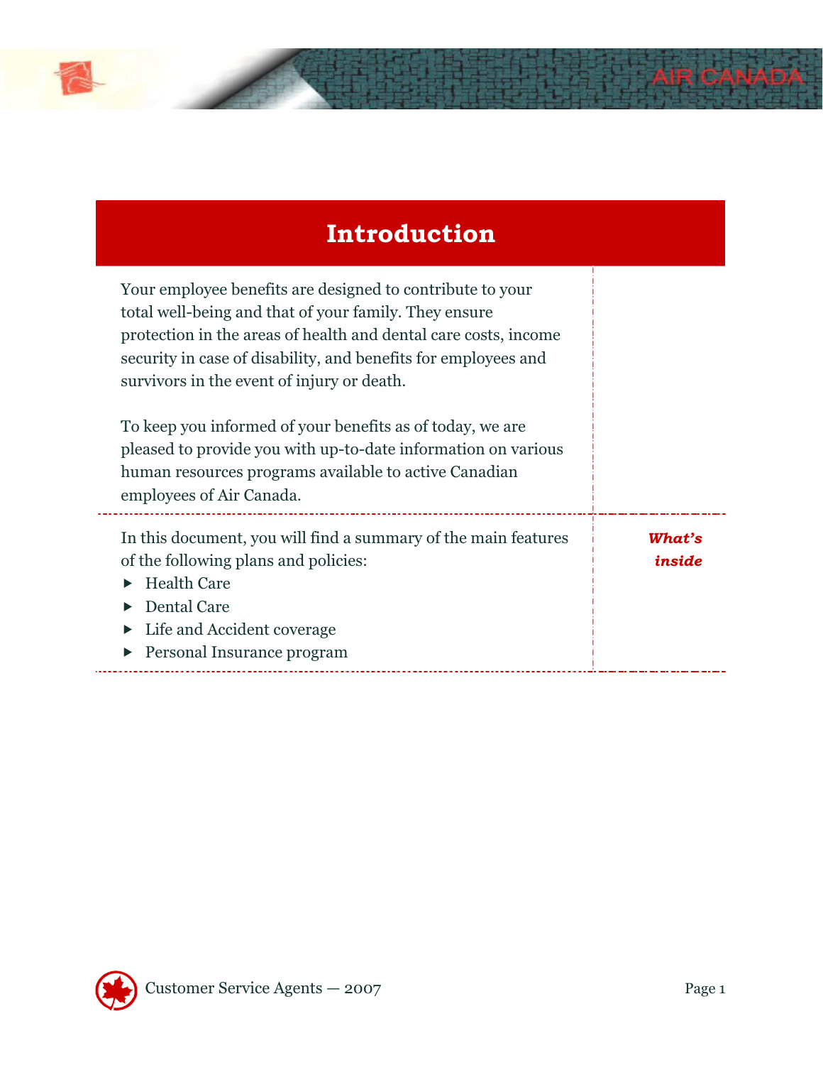# Introduction

Your employee benefits are designed to contribute to your total well-being and that of your family. They ensure protection in the areas of health and dental care costs, income security in case of disability, and benefits for employees and survivors in the event of injury or death.

To keep you informed of your benefits as of today, we are pleased to provide you with up-to-date information on various human resources programs available to active Canadian employees of Air Canada.

***What's inside***

In this document, you will find a summary of the main features of the following plans and policies:

- Health Care
- Dental Care
- Life and Accident coverage
- Personal Insurance program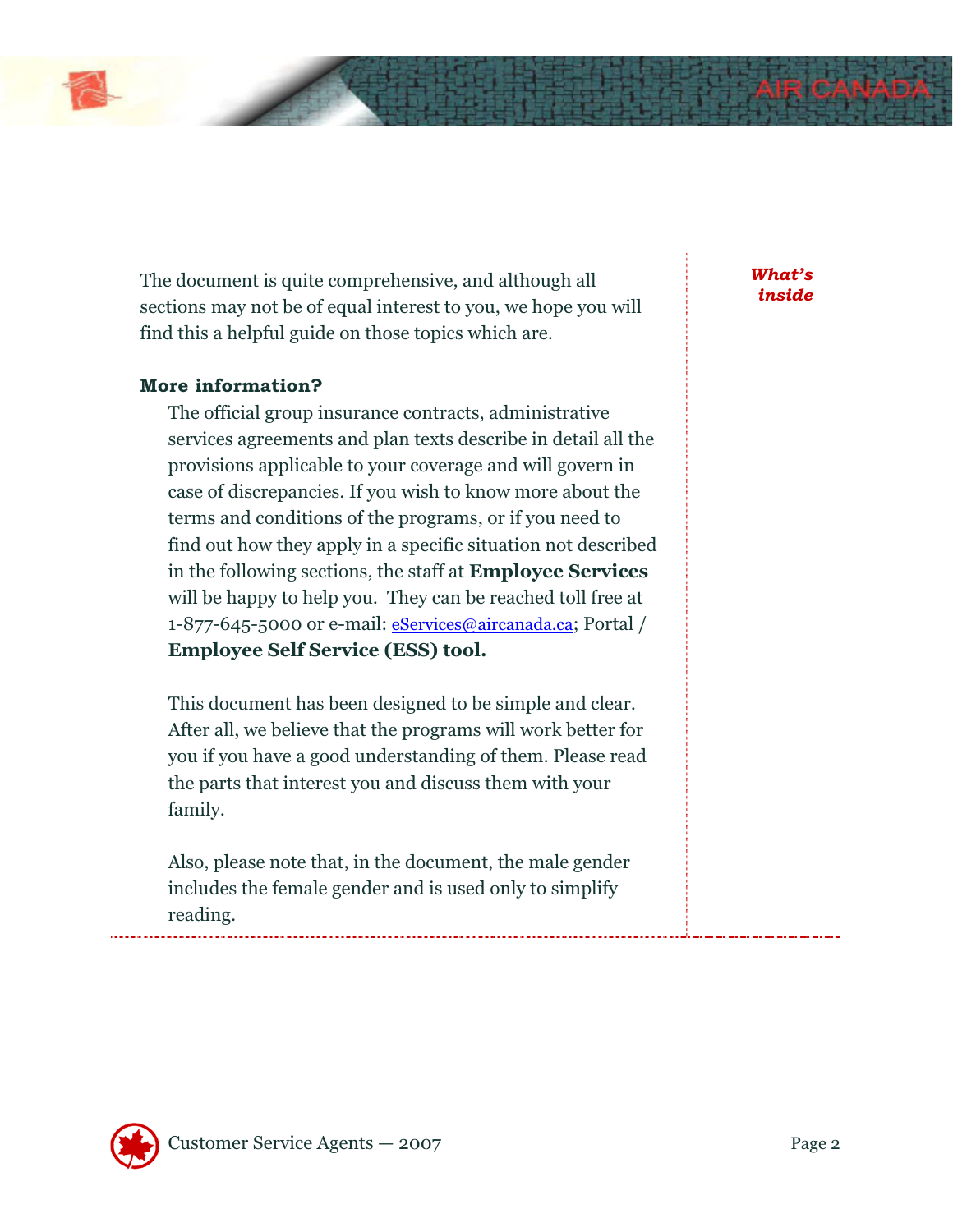The document is quite comprehensive, and although all sections may not be of equal interest to you, we hope you will find this a helpful guide on those topics which are.

*What's inside*

**More information?**

The official group insurance contracts, administrative services agreements and plan texts describe in detail all the provisions applicable to your coverage and will govern in case of discrepancies. If you wish to know more about the terms and conditions of the programs, or if you need to find out how they apply in a specific situation not described in the following sections, the staff at **Employee Services** will be happy to help you. They can be reached toll free at 1-877-645-5000 or e-mail: eServices@aircanada.ca; Portal / **Employee Self Service (ESS) tool.**

This document has been designed to be simple and clear. After all, we believe that the programs will work better for you if you have a good understanding of them. Please read the parts that interest you and discuss them with your family.

Also, please note that, in the document, the male gender includes the female gender and is used only to simplify reading.